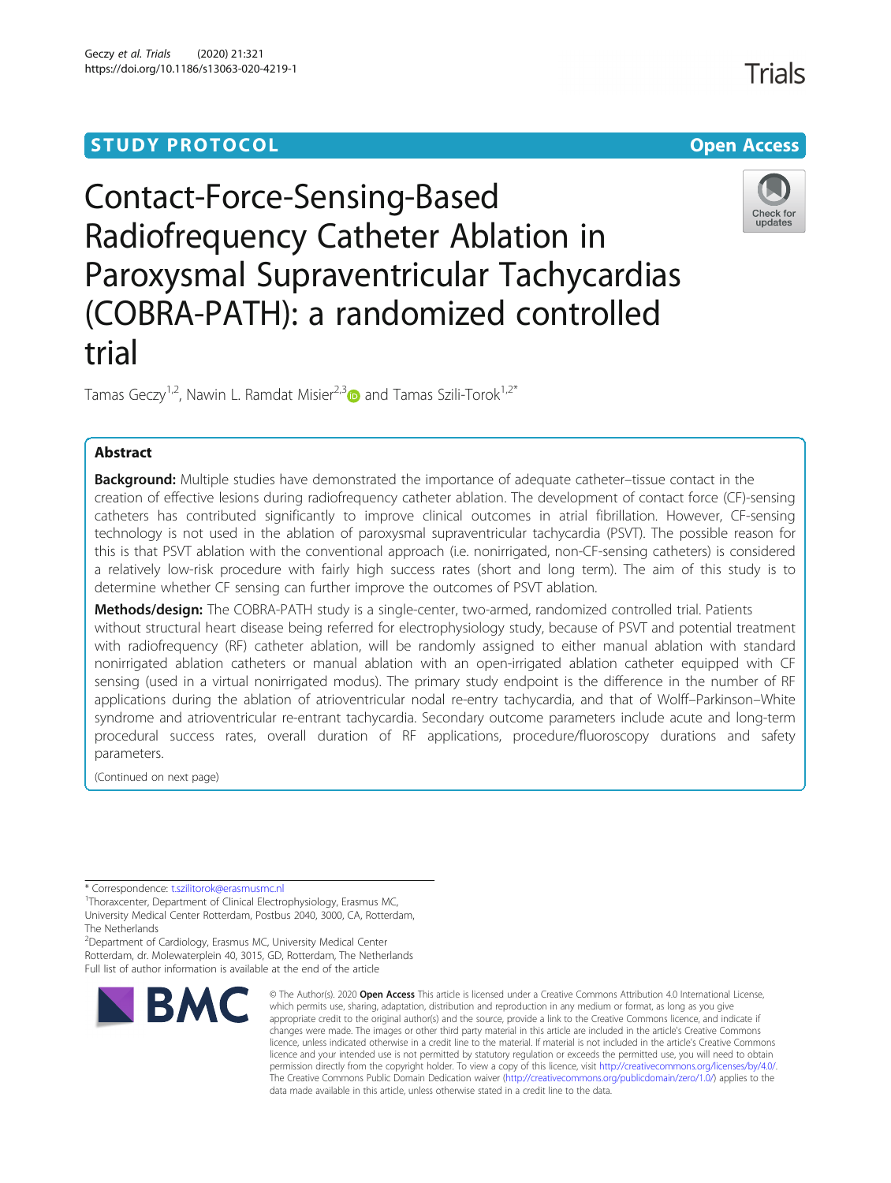STUDY PROTOCOL

Open Access

# Contact-Force-Sensing-Based Radiofrequency Catheter Ablation in Paroxysmal Supraventricular Tachycardias (COBRA-PATH): a randomized controlled trial

Tamas Geczy[1,2], Nawin L. Ramdat Misier[2,3] and Tamas Szili-Torok[1,2*]

## Abstract

**Background:** Multiple studies have demonstrated the importance of adequate catheter–tissue contact in the creation of effective lesions during radiofrequency catheter ablation. The development of contact force (CF)-sensing catheters has contributed significantly to improve clinical outcomes in atrial fibrillation. However, CF-sensing technology is not used in the ablation of paroxysmal supraventricular tachycardia (PSVT). The possible reason for this is that PSVT ablation with the conventional approach (i.e. nonirrigated, non-CF-sensing catheters) is considered a relatively low-risk procedure with fairly high success rates (short and long term). The aim of this study is to determine whether CF sensing can further improve the outcomes of PSVT ablation.

**Methods/design:** The COBRA-PATH study is a single-center, two-armed, randomized controlled trial. Patients without structural heart disease being referred for electrophysiology study, because of PSVT and potential treatment with radiofrequency (RF) catheter ablation, will be randomly assigned to either manual ablation with standard nonirrigated ablation catheters or manual ablation with an open-irrigated ablation catheter equipped with CF sensing (used in a virtual nonirrigated modus). The primary study endpoint is the difference in the number of RF applications during the ablation of atrioventricular nodal re-entry tachycardia, and that of Wolff–Parkinson–White syndrome and atrioventricular re-entrant tachycardia. Secondary outcome parameters include acute and long-term procedural success rates, overall duration of RF applications, procedure/fluoroscopy durations and safety parameters.

(Continued on next page)

* Correspondence: t.szilitorok@erasmusmc.nl

[1]Thoraxcenter, Department of Clinical Electrophysiology, Erasmus MC, University Medical Center Rotterdam, Postbus 2040, 3000, CA, Rotterdam, The Netherlands

[2]Department of Cardiology, Erasmus MC, University Medical Center Rotterdam, dr. Molewaterplein 40, 3015, GD, Rotterdam, The Netherlands

Full list of author information is available at the end of the article

© The Author(s). 2020 **Open Access** This article is licensed under a Creative Commons Attribution 4.0 International License, which permits use, sharing, adaptation, distribution and reproduction in any medium or format, as long as you give appropriate credit to the original author(s) and the source, provide a link to the Creative Commons licence, and indicate if changes were made. The images or other third party material in this article are included in the article's Creative Commons licence, unless indicated otherwise in a credit line to the material. If material is not included in the article's Creative Commons licence and your intended use is not permitted by statutory regulation or exceeds the permitted use, you will need to obtain permission directly from the copyright holder. To view a copy of this licence, visit http://creativecommons.org/licenses/by/4.0/. The Creative Commons Public Domain Dedication waiver (http://creativecommons.org/publicdomain/zero/1.0/) applies to the data made available in this article, unless otherwise stated in a credit line to the data.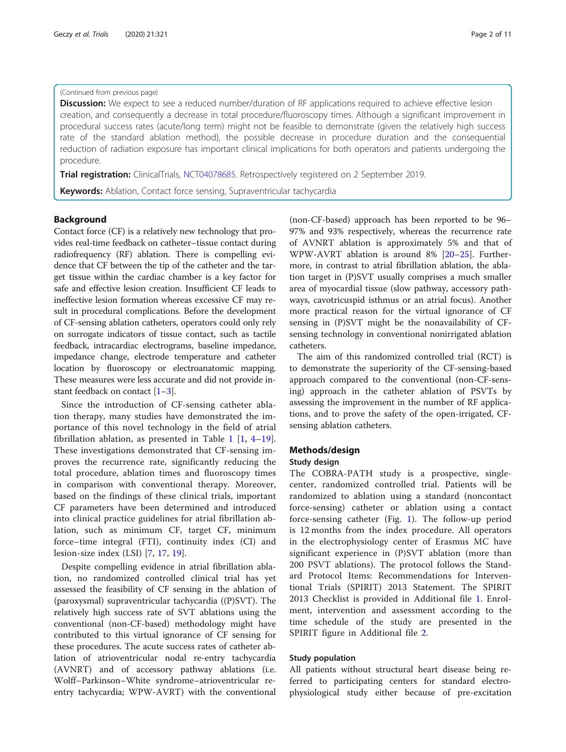(Continued from previous page)

**Discussion:** We expect to see a reduced number/duration of RF applications required to achieve effective lesion creation, and consequently a decrease in total procedure/fluoroscopy times. Although a significant improvement in procedural success rates (acute/long term) might not be feasible to demonstrate (given the relatively high success rate of the standard ablation method), the possible decrease in procedure duration and the consequential reduction of radiation exposure has important clinical implications for both operators and patients undergoing the procedure.

**Trial registration:** ClinicalTrials, NCT04078685. Retrospectively registered on 2 September 2019.

**Keywords:** Ablation, Contact force sensing, Supraventricular tachycardia

## Background

Contact force (CF) is a relatively new technology that provides real-time feedback on catheter–tissue contact during radiofrequency (RF) ablation. There is compelling evidence that CF between the tip of the catheter and the target tissue within the cardiac chamber is a key factor for safe and effective lesion creation. Insufficient CF leads to ineffective lesion formation whereas excessive CF may result in procedural complications. Before the development of CF-sensing ablation catheters, operators could only rely on surrogate indicators of tissue contact, such as tactile feedback, intracardiac electrograms, baseline impedance, impedance change, electrode temperature and catheter location by fluoroscopy or electroanatomic mapping. These measures were less accurate and did not provide instant feedback on contact [1–3].

Since the introduction of CF-sensing catheter ablation therapy, many studies have demonstrated the importance of this novel technology in the field of atrial fibrillation ablation, as presented in Table 1 [1, 4–19]. These investigations demonstrated that CF-sensing improves the recurrence rate, significantly reducing the total procedure, ablation times and fluoroscopy times in comparison with conventional therapy. Moreover, based on the findings of these clinical trials, important CF parameters have been determined and introduced into clinical practice guidelines for atrial fibrillation ablation, such as minimum CF, target CF, minimum force–time integral (FTI), continuity index (CI) and lesion-size index (LSI) [7, 17, 19].

Despite compelling evidence in atrial fibrillation ablation, no randomized controlled clinical trial has yet assessed the feasibility of CF sensing in the ablation of (paroxysmal) supraventricular tachycardia ((P)SVT). The relatively high success rate of SVT ablations using the conventional (non-CF-based) methodology might have contributed to this virtual ignorance of CF sensing for these procedures. The acute success rates of catheter ablation of atrioventricular nodal re-entry tachycardia (AVNRT) and of accessory pathway ablations (i.e. Wolff–Parkinson–White syndrome–atrioventricular re-entry tachycardia; WPW-AVRT) with the conventional (non-CF-based) approach has been reported to be 96–97% and 93% respectively, whereas the recurrence rate of AVNRT ablation is approximately 5% and that of WPW-AVRT ablation is around 8% [20–25]. Furthermore, in contrast to atrial fibrillation ablation, the ablation target in (P)SVT usually comprises a much smaller area of myocardial tissue (slow pathway, accessory pathways, cavotricuspid isthmus or an atrial focus). Another more practical reason for the virtual ignorance of CF sensing in (P)SVT might be the nonavailability of CF-sensing technology in conventional nonirrigated ablation catheters.

The aim of this randomized controlled trial (RCT) is to demonstrate the superiority of the CF-sensing-based approach compared to the conventional (non-CF-sensing) approach in the catheter ablation of PSVTs by assessing the improvement in the number of RF applications, and to prove the safety of the open-irrigated, CF-sensing ablation catheters.

## Methods/design

### Study design

The COBRA-PATH study is a prospective, single-center, randomized controlled trial. Patients will be randomized to ablation using a standard (noncontact force-sensing) catheter or ablation using a contact force-sensing catheter (Fig. 1). The follow-up period is 12 months from the index procedure. All operators in the electrophysiology center of Erasmus MC have significant experience in (P)SVT ablation (more than 200 PSVT ablations). The protocol follows the Standard Protocol Items: Recommendations for Interventional Trials (SPIRIT) 2013 Statement. The SPIRIT 2013 Checklist is provided in Additional file 1. Enrolment, intervention and assessment according to the time schedule of the study are presented in the SPIRIT figure in Additional file 2.

### Study population

All patients without structural heart disease being referred to participating centers for standard electrophysiological study either because of pre-excitation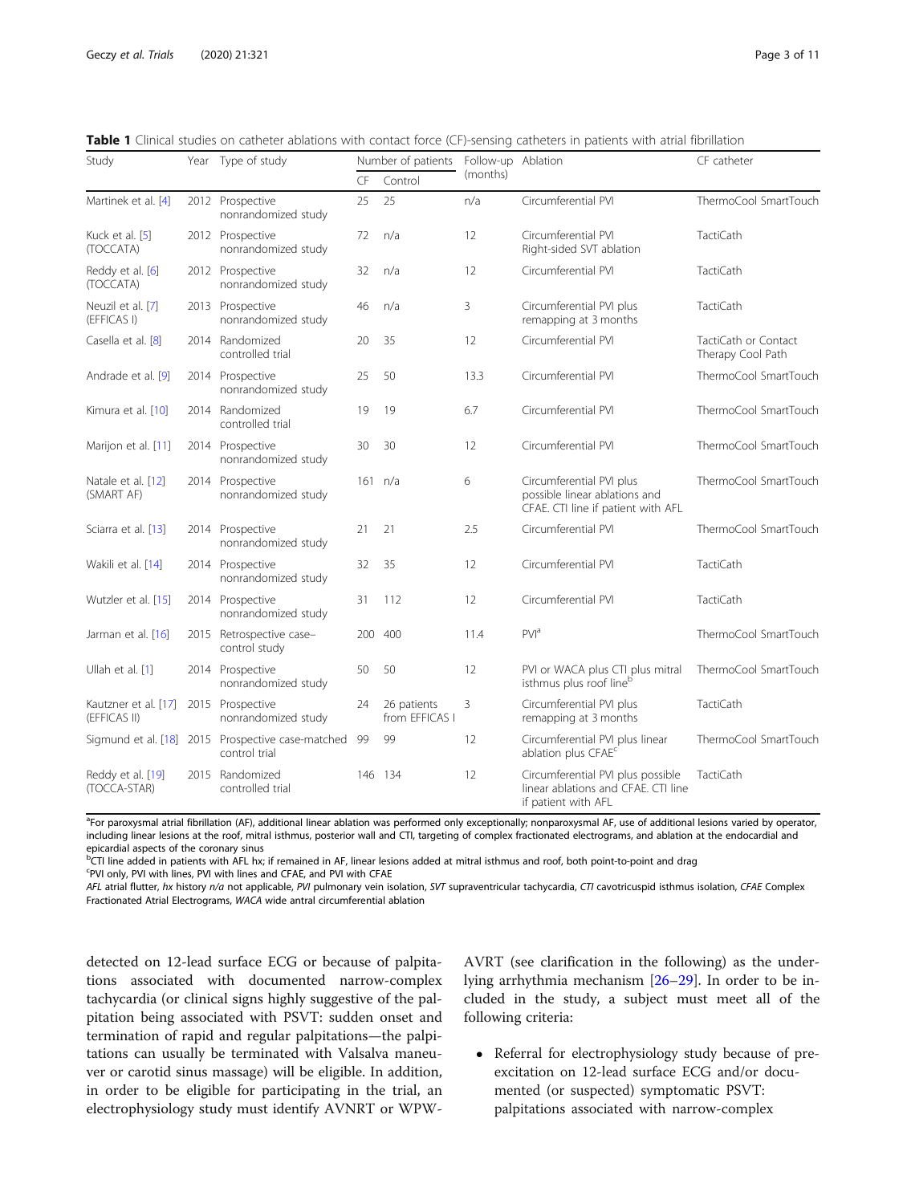**Table 1** Clinical studies on catheter ablations with contact force (CF)-sensing catheters in patients with atrial fibrillation

| Study | Year | Type of study | Number of patients | | Follow-up (months) | Ablation | CF catheter |
|---|---|---|---|---|---|---|---|
| | | | CF | Control | | | |
| Martinek et al. [4] | 2012 | Prospective nonrandomized study | 25 | 25 | n/a | Circumferential PVI | ThermoCool SmartTouch |
| Kuck et al. [5] (TOCCATA) | 2012 | Prospective nonrandomized study | 72 | n/a | 12 | Circumferential PVI Right-sided SVT ablation | TactiCath |
| Reddy et al. [6] (TOCCATA) | 2012 | Prospective nonrandomized study | 32 | n/a | 12 | Circumferential PVI | TactiCath |
| Neuzil et al. [7] (EFFICAS I) | 2013 | Prospective nonrandomized study | 46 | n/a | 3 | Circumferential PVI plus remapping at 3 months | TactiCath |
| Casella et al. [8] | 2014 | Randomized controlled trial | 20 | 35 | 12 | Circumferential PVI | TactiCath or Contact Therapy Cool Path |
| Andrade et al. [9] | 2014 | Prospective nonrandomized study | 25 | 50 | 13.3 | Circumferential PVI | ThermoCool SmartTouch |
| Kimura et al. [10] | 2014 | Randomized controlled trial | 19 | 19 | 6.7 | Circumferential PVI | ThermoCool SmartTouch |
| Marijon et al. [11] | 2014 | Prospective nonrandomized study | 30 | 30 | 12 | Circumferential PVI | ThermoCool SmartTouch |
| Natale et al. [12] (SMART AF) | 2014 | Prospective nonrandomized study | 161 | n/a | 6 | Circumferential PVI plus possible linear ablations and CFAE. CTI line if patient with AFL | ThermoCool SmartTouch |
| Sciarra et al. [13] | 2014 | Prospective nonrandomized study | 21 | 21 | 2.5 | Circumferential PVI | ThermoCool SmartTouch |
| Wakili et al. [14] | 2014 | Prospective nonrandomized study | 32 | 35 | 12 | Circumferential PVI | TactiCath |
| Wutzler et al. [15] | 2014 | Prospective nonrandomized study | 31 | 112 | 12 | Circumferential PVI | TactiCath |
| Jarman et al. [16] | 2015 | Retrospective case–control study | 200 | 400 | 11.4 | PVI[a] | ThermoCool SmartTouch |
| Ullah et al. [1] | 2014 | Prospective nonrandomized study | 50 | 50 | 12 | PVI or WACA plus CTI plus mitral isthmus plus roof line[b] | ThermoCool SmartTouch |
| Kautzner et al. [17] (EFFICAS II) | 2015 | Prospective nonrandomized study | 24 | 26 patients from EFFICAS I | 3 | Circumferential PVI plus remapping at 3 months | TactiCath |
| Sigmund et al. [18] | 2015 | Prospective case-matched control trial | 99 | 99 | 12 | Circumferential PVI plus linear ablation plus CFAE[c] | ThermoCool SmartTouch |
| Reddy et al. [19] (TOCCA-STAR) | 2015 | Randomized controlled trial | 146 | 134 | 12 | Circumferential PVI plus possible linear ablations and CFAE. CTI line if patient with AFL | TactiCath |

[a]For paroxysmal atrial fibrillation (AF), additional linear ablation was performed only exceptionally; nonparoxysmal AF, use of additional lesions varied by operator, including linear lesions at the roof, mitral isthmus, posterior wall and CTI, targeting of complex fractionated electrograms, and ablation at the endocardial and epicardial aspects of the coronary sinus

[b]CTI line added in patients with AFL hx; if remained in AF, linear lesions added at mitral isthmus and roof, both point-to-point and drag

[c]PVI only, PVI with lines, PVI with lines and CFAE, and PVI with CFAE

*AFL* atrial flutter, *hx* history *n/a* not applicable, *PVI* pulmonary vein isolation, *SVT* supraventricular tachycardia, *CTI* cavotricuspid isthmus isolation, *CFAE* Complex Fractionated Atrial Electrograms, *WACA* wide antral circumferential ablation

detected on 12-lead surface ECG or because of palpitations associated with documented narrow-complex tachycardia (or clinical signs highly suggestive of the palpitation being associated with PSVT: sudden onset and termination of rapid and regular palpitations—the palpitations can usually be terminated with Valsalva maneuver or carotid sinus massage) will be eligible. In addition, in order to be eligible for participating in the trial, an electrophysiology study must identify AVNRT or WPW-AVRT (see clarification in the following) as the underlying arrhythmia mechanism [26–29]. In order to be included in the study, a subject must meet all of the following criteria:

- Referral for electrophysiology study because of pre-excitation on 12-lead surface ECG and/or documented (or suspected) symptomatic PSVT: palpitations associated with narrow-complex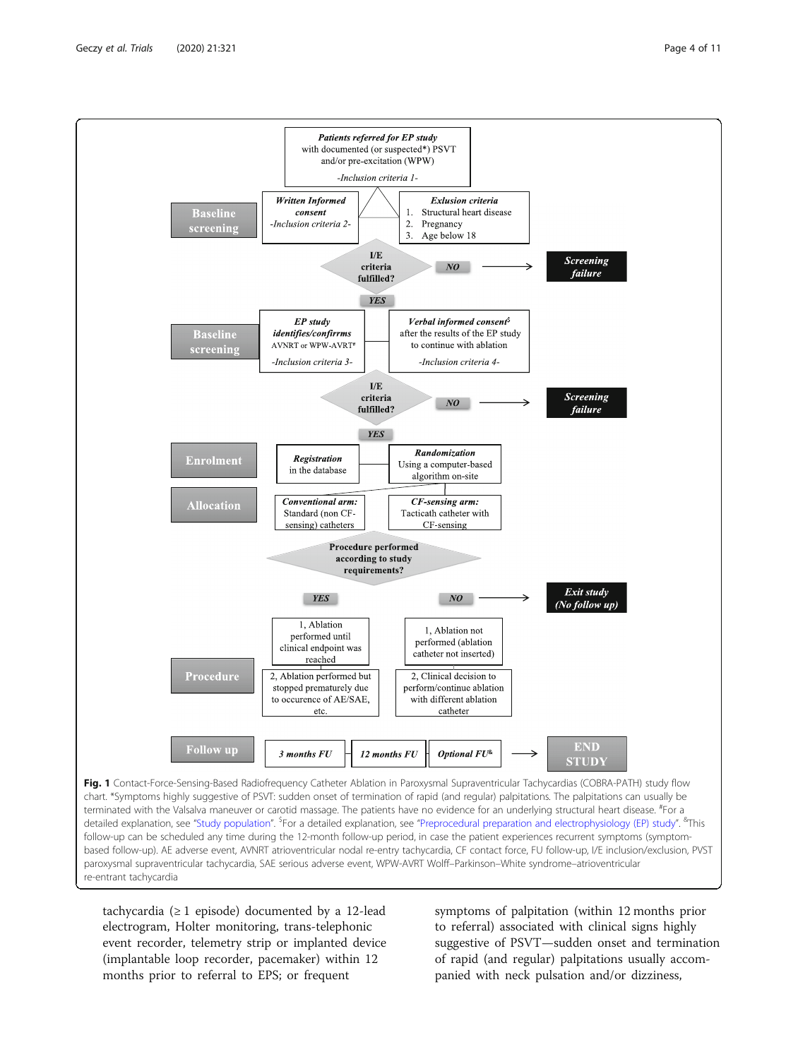**Patients referred for EP study** with documented (or suspected*) PSVT and/or pre-excitation (WPW)
-Inclusion criteria 1-

**Baseline screening**

*Written Informed consent* -Inclusion criteria 2-

*Exlusion criteria*
1. Structural heart disease
2. Pregnancy
3. Age below 18

I/E criteria fulfilled? — NO → Screening failure

YES

**Baseline screening**

*EP study identifies/confirrms* AVNRT or WPW-AVRT[#] -Inclusion criteria 3-

*Verbal informed consent*[$] after the results of the EP study to continue with ablation -Inclusion criteria 4-

I/E criteria fulfilled? — NO → Screening failure

YES

**Enrolment**

*Registration* in the database

*Randomization* Using a computer-based algorithm on-site

**Allocation**

*Conventional arm:* Standard (non CF-sensing) catheters

*CF-sensing arm:* Tacticath catheter with CF-sensing

Procedure performed according to study requirements? — NO → Exit study (No follow up)

YES:
1, Ablation performed until clinical endpoint was reached
2, Ablation performed but stopped prematurely due to occurence of AE/SAE, etc.

NO:
1, Ablation not performed (ablation catheter not inserted)
2, Clinical decision to perform/continue ablation with different ablation catheter

**Procedure**

**Follow up**: 3 months FU — 12 months FU — Optional FU[&] → END STUDY

**Fig. 1** Contact-Force-Sensing-Based Radiofrequency Catheter Ablation in Paroxysmal Supraventricular Tachycardias (COBRA-PATH) study flow chart. *Symptoms highly suggestive of PSVT: sudden onset of termination of rapid (and regular) palpitations. The palpitations can usually be terminated with the Valsalva maneuver or carotid massage. The patients have no evidence for an underlying structural heart disease. [#]For a detailed explanation, see "Study population". [$]For a detailed explanation, see "Preprocedural preparation and electrophysiology (EP) study". [&]This follow-up can be scheduled any time during the 12-month follow-up period, in case the patient experiences recurrent symptoms (symptom-based follow-up). AE adverse event, AVNRT atrioventricular nodal re-entry tachycardia, CF contact force, FU follow-up, I/E inclusion/exclusion, PVST paroxysmal supraventricular tachycardia, SAE serious adverse event, WPW-AVRT Wolff–Parkinson–White syndrome–atrioventricular re-entrant tachycardia

tachycardia (≥ 1 episode) documented by a 12-lead electrogram, Holter monitoring, trans-telephonic event recorder, telemetry strip or implanted device (implantable loop recorder, pacemaker) within 12 months prior to referral to EPS; or frequent symptoms of palpitation (within 12 months prior to referral) associated with clinical signs highly suggestive of PSVT—sudden onset and termination of rapid (and regular) palpitations usually accompanied with neck pulsation and/or dizziness,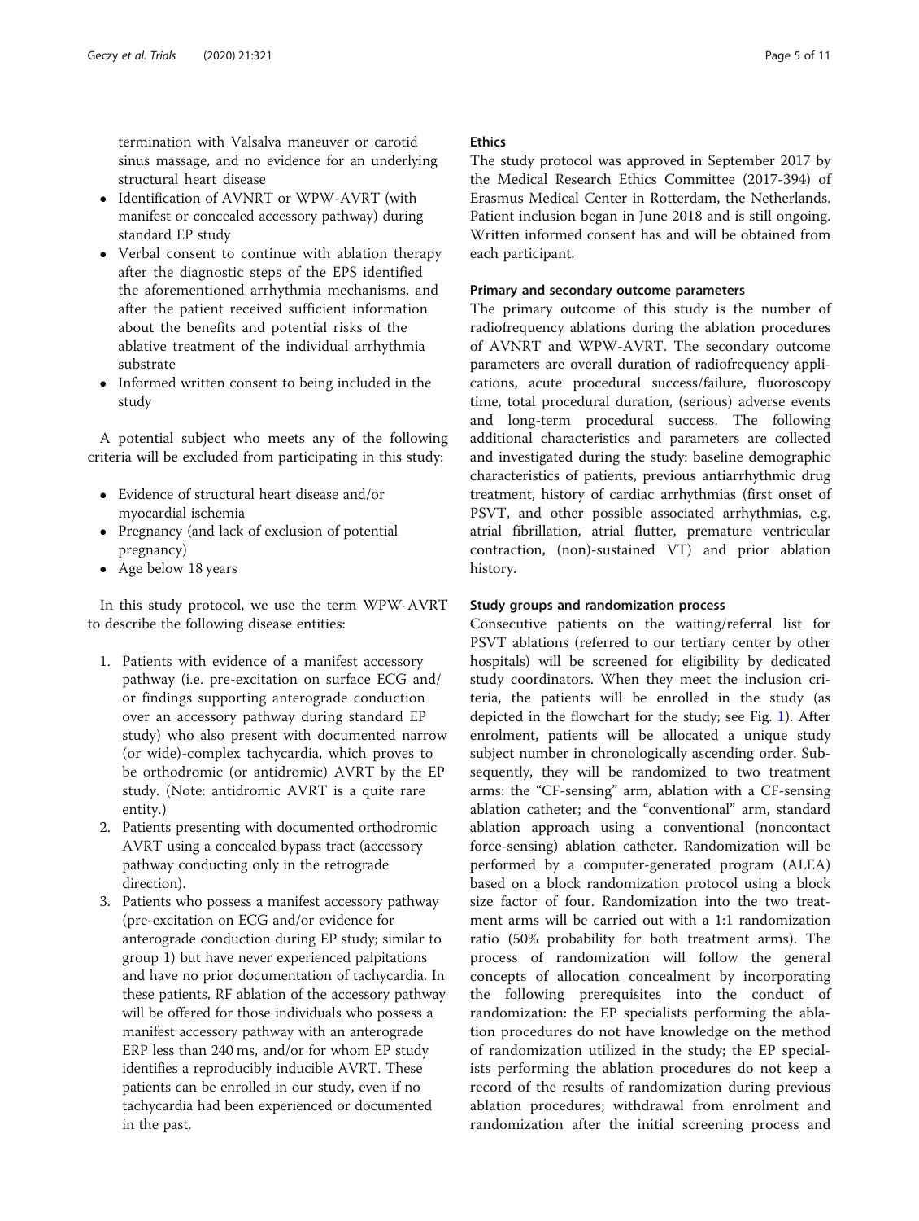termination with Valsalva maneuver or carotid sinus massage, and no evidence for an underlying structural heart disease

- Identification of AVNRT or WPW-AVRT (with manifest or concealed accessory pathway) during standard EP study
- Verbal consent to continue with ablation therapy after the diagnostic steps of the EPS identified the aforementioned arrhythmia mechanisms, and after the patient received sufficient information about the benefits and potential risks of the ablative treatment of the individual arrhythmia substrate
- Informed written consent to being included in the study

A potential subject who meets any of the following criteria will be excluded from participating in this study:

- Evidence of structural heart disease and/or myocardial ischemia
- Pregnancy (and lack of exclusion of potential pregnancy)
- Age below 18 years

In this study protocol, we use the term WPW-AVRT to describe the following disease entities:

1. Patients with evidence of a manifest accessory pathway (i.e. pre-excitation on surface ECG and/or findings supporting anterograde conduction over an accessory pathway during standard EP study) who also present with documented narrow (or wide)-complex tachycardia, which proves to be orthodromic (or antidromic) AVRT by the EP study. (Note: antidromic AVRT is a quite rare entity.)
2. Patients presenting with documented orthodromic AVRT using a concealed bypass tract (accessory pathway conducting only in the retrograde direction).
3. Patients who possess a manifest accessory pathway (pre-excitation on ECG and/or evidence for anterograde conduction during EP study; similar to group 1) but have never experienced palpitations and have no prior documentation of tachycardia. In these patients, RF ablation of the accessory pathway will be offered for those individuals who possess a manifest accessory pathway with an anterograde ERP less than 240 ms, and/or for whom EP study identifies a reproducibly inducible AVRT. These patients can be enrolled in our study, even if no tachycardia had been experienced or documented in the past.

### Ethics

The study protocol was approved in September 2017 by the Medical Research Ethics Committee (2017-394) of Erasmus Medical Center in Rotterdam, the Netherlands. Patient inclusion began in June 2018 and is still ongoing. Written informed consent has and will be obtained from each participant.

### Primary and secondary outcome parameters

The primary outcome of this study is the number of radiofrequency ablations during the ablation procedures of AVNRT and WPW-AVRT. The secondary outcome parameters are overall duration of radiofrequency applications, acute procedural success/failure, fluoroscopy time, total procedural duration, (serious) adverse events and long-term procedural success. The following additional characteristics and parameters are collected and investigated during the study: baseline demographic characteristics of patients, previous antiarrhythmic drug treatment, history of cardiac arrhythmias (first onset of PSVT, and other possible associated arrhythmias, e.g. atrial fibrillation, atrial flutter, premature ventricular contraction, (non)-sustained VT) and prior ablation history.

### Study groups and randomization process

Consecutive patients on the waiting/referral list for PSVT ablations (referred to our tertiary center by other hospitals) will be screened for eligibility by dedicated study coordinators. When they meet the inclusion criteria, the patients will be enrolled in the study (as depicted in the flowchart for the study; see Fig. 1). After enrolment, patients will be allocated a unique study subject number in chronologically ascending order. Subsequently, they will be randomized to two treatment arms: the "CF-sensing" arm, ablation with a CF-sensing ablation catheter; and the "conventional" arm, standard ablation approach using a conventional (noncontact force-sensing) ablation catheter. Randomization will be performed by a computer-generated program (ALEA) based on a block randomization protocol using a block size factor of four. Randomization into the two treatment arms will be carried out with a 1:1 randomization ratio (50% probability for both treatment arms). The process of randomization will follow the general concepts of allocation concealment by incorporating the following prerequisites into the conduct of randomization: the EP specialists performing the ablation procedures do not have knowledge on the method of randomization utilized in the study; the EP specialists performing the ablation procedures do not keep a record of the results of randomization during previous ablation procedures; withdrawal from enrolment and randomization after the initial screening process and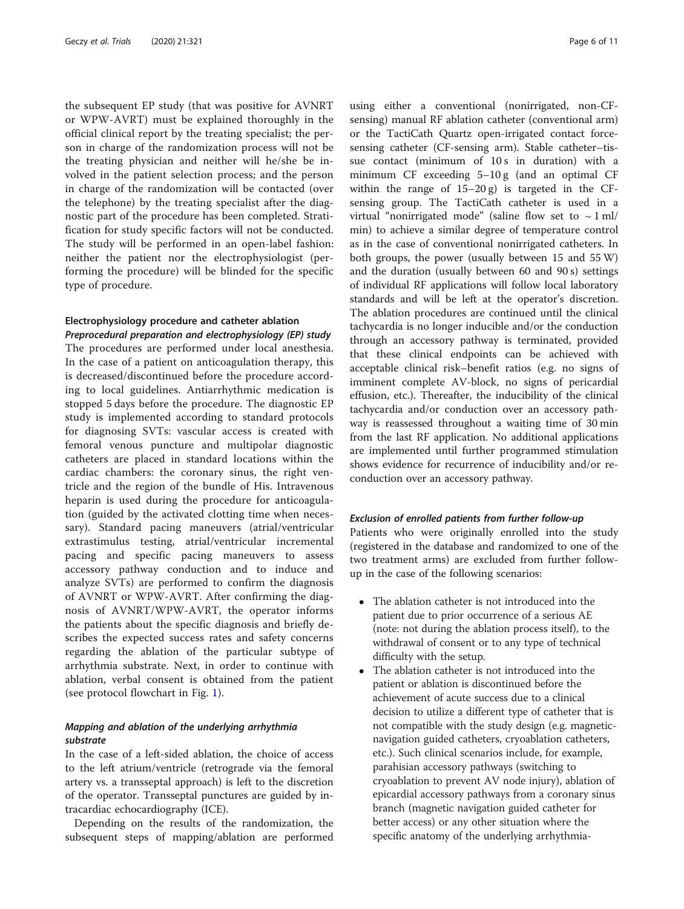the subsequent EP study (that was positive for AVNRT or WPW-AVRT) must be explained thoroughly in the official clinical report by the treating specialist; the person in charge of the randomization process will not be the treating physician and neither will he/she be involved in the patient selection process; and the person in charge of the randomization will be contacted (over the telephone) by the treating specialist after the diagnostic part of the procedure has been completed. Stratification for study specific factors will not be conducted. The study will be performed in an open-label fashion: neither the patient nor the electrophysiologist (performing the procedure) will be blinded for the specific type of procedure.

## Electrophysiology procedure and catheter ablation

### *Preprocedural preparation and electrophysiology (EP) study*

The procedures are performed under local anesthesia. In the case of a patient on anticoagulation therapy, this is decreased/discontinued before the procedure according to local guidelines. Antiarrhythmic medication is stopped 5 days before the procedure. The diagnostic EP study is implemented according to standard protocols for diagnosing SVTs: vascular access is created with femoral venous puncture and multipolar diagnostic catheters are placed in standard locations within the cardiac chambers: the coronary sinus, the right ventricle and the region of the bundle of His. Intravenous heparin is used during the procedure for anticoagulation (guided by the activated clotting time when necessary). Standard pacing maneuvers (atrial/ventricular extrastimulus testing, atrial/ventricular incremental pacing and specific pacing maneuvers to assess accessory pathway conduction and to induce and analyze SVTs) are performed to confirm the diagnosis of AVNRT or WPW-AVRT. After confirming the diagnosis of AVNRT/WPW-AVRT, the operator informs the patients about the specific diagnosis and briefly describes the expected success rates and safety concerns regarding the ablation of the particular subtype of arrhythmia substrate. Next, in order to continue with ablation, verbal consent is obtained from the patient (see protocol flowchart in Fig. 1).

### *Mapping and ablation of the underlying arrhythmia substrate*

In the case of a left-sided ablation, the choice of access to the left atrium/ventricle (retrograde via the femoral artery vs. a transseptal approach) is left to the discretion of the operator. Transseptal punctures are guided by intracardiac echocardiography (ICE).

Depending on the results of the randomization, the subsequent steps of mapping/ablation are performed using either a conventional (nonirrigated, non-CF-sensing) manual RF ablation catheter (conventional arm) or the TactiCath Quartz open-irrigated contact force-sensing catheter (CF-sensing arm). Stable catheter–tissue contact (minimum of 10 s in duration) with a minimum CF exceeding 5–10 g (and an optimal CF within the range of 15–20 g) is targeted in the CF-sensing group. The TactiCath catheter is used in a virtual "nonirrigated mode" (saline flow set to ~ 1 ml/min) to achieve a similar degree of temperature control as in the case of conventional nonirrigated catheters. In both groups, the power (usually between 15 and 55 W) and the duration (usually between 60 and 90 s) settings of individual RF applications will follow local laboratory standards and will be left at the operator's discretion. The ablation procedures are continued until the clinical tachycardia is no longer inducible and/or the conduction through an accessory pathway is terminated, provided that these clinical endpoints can be achieved with acceptable clinical risk–benefit ratios (e.g. no signs of imminent complete AV-block, no signs of pericardial effusion, etc.). Thereafter, the inducibility of the clinical tachycardia and/or conduction over an accessory pathway is reassessed throughout a waiting time of 30 min from the last RF application. No additional applications are implemented until further programmed stimulation shows evidence for recurrence of inducibility and/or reconduction over an accessory pathway.

### *Exclusion of enrolled patients from further follow-up*

Patients who were originally enrolled into the study (registered in the database and randomized to one of the two treatment arms) are excluded from further follow-up in the case of the following scenarios:

- The ablation catheter is not introduced into the patient due to prior occurrence of a serious AE (note: not during the ablation process itself), to the withdrawal of consent or to any type of technical difficulty with the setup.
- The ablation catheter is not introduced into the patient or ablation is discontinued before the achievement of acute success due to a clinical decision to utilize a different type of catheter that is not compatible with the study design (e.g. magnetic-navigation guided catheters, cryoablation catheters, etc.). Such clinical scenarios include, for example, parahisian accessory pathways (switching to cryoablation to prevent AV node injury), ablation of epicardial accessory pathways from a coronary sinus branch (magnetic navigation guided catheter for better access) or any other situation where the specific anatomy of the underlying arrhythmia-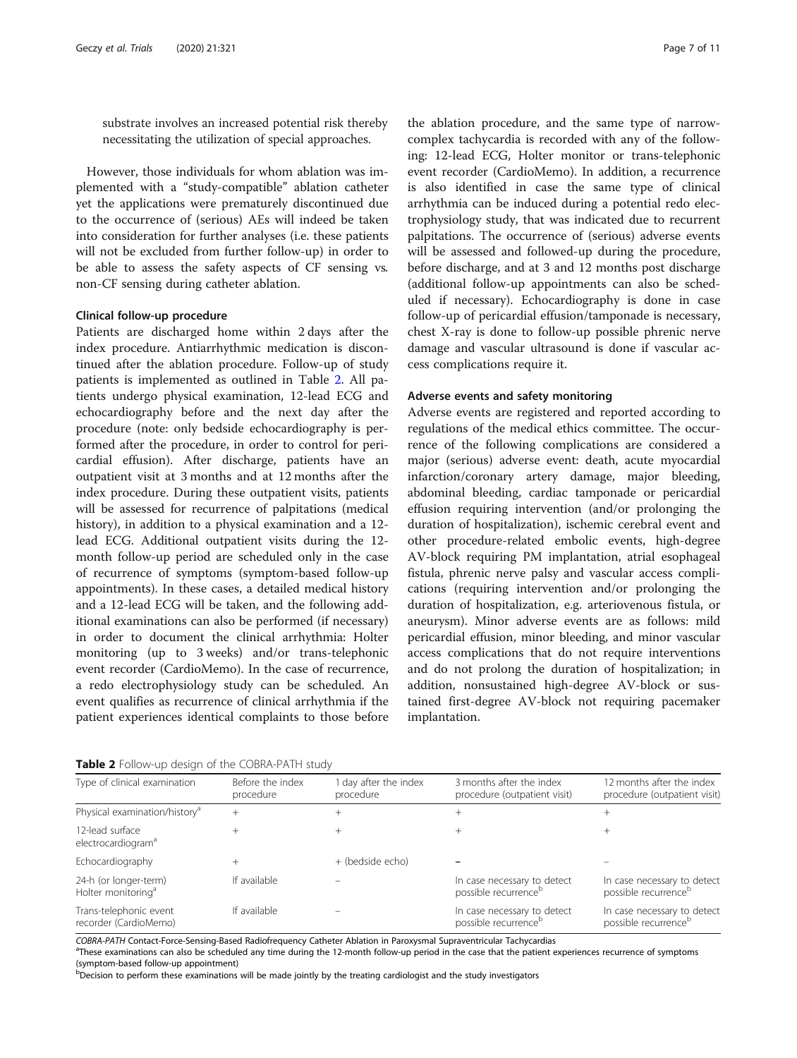substrate involves an increased potential risk thereby necessitating the utilization of special approaches.

However, those individuals for whom ablation was implemented with a "study-compatible" ablation catheter yet the applications were prematurely discontinued due to the occurrence of (serious) AEs will indeed be taken into consideration for further analyses (i.e. these patients will not be excluded from further follow-up) in order to be able to assess the safety aspects of CF sensing vs. non-CF sensing during catheter ablation.

### Clinical follow-up procedure

Patients are discharged home within 2 days after the index procedure. Antiarrhythmic medication is discontinued after the ablation procedure. Follow-up of study patients is implemented as outlined in Table 2. All patients undergo physical examination, 12-lead ECG and echocardiography before and the next day after the procedure (note: only bedside echocardiography is performed after the procedure, in order to control for pericardial effusion). After discharge, patients have an outpatient visit at 3 months and at 12 months after the index procedure. During these outpatient visits, patients will be assessed for recurrence of palpitations (medical history), in addition to a physical examination and a 12-lead ECG. Additional outpatient visits during the 12-month follow-up period are scheduled only in the case of recurrence of symptoms (symptom-based follow-up appointments). In these cases, a detailed medical history and a 12-lead ECG will be taken, and the following additional examinations can also be performed (if necessary) in order to document the clinical arrhythmia: Holter monitoring (up to 3 weeks) and/or trans-telephonic event recorder (CardioMemo). In the case of recurrence, a redo electrophysiology study can be scheduled. An event qualifies as recurrence of clinical arrhythmia if the patient experiences identical complaints to those before the ablation procedure, and the same type of narrow-complex tachycardia is recorded with any of the following: 12-lead ECG, Holter monitor or trans-telephonic event recorder (CardioMemo). In addition, a recurrence is also identified in case the same type of clinical arrhythmia can be induced during a potential redo electrophysiology study, that was indicated due to recurrent palpitations. The occurrence of (serious) adverse events will be assessed and followed-up during the procedure, before discharge, and at 3 and 12 months post discharge (additional follow-up appointments can also be scheduled if necessary). Echocardiography is done in case follow-up of pericardial effusion/tamponade is necessary, chest X-ray is done to follow-up possible phrenic nerve damage and vascular ultrasound is done if vascular access complications require it.

### Adverse events and safety monitoring

Adverse events are registered and reported according to regulations of the medical ethics committee. The occurrence of the following complications are considered a major (serious) adverse event: death, acute myocardial infarction/coronary artery damage, major bleeding, abdominal bleeding, cardiac tamponade or pericardial effusion requiring intervention (and/or prolonging the duration of hospitalization), ischemic cerebral event and other procedure-related embolic events, high-degree AV-block requiring PM implantation, atrial esophageal fistula, phrenic nerve palsy and vascular access complications (requiring intervention and/or prolonging the duration of hospitalization, e.g. arteriovenous fistula, or aneurysm). Minor adverse events are as follows: mild pericardial effusion, minor bleeding, and minor vascular access complications that do not require interventions and do not prolong the duration of hospitalization; in addition, nonsustained high-degree AV-block or sustained first-degree AV-block not requiring pacemaker implantation.

**Table 2** Follow-up design of the COBRA-PATH study

| Type of clinical examination | Before the index procedure | 1 day after the index procedure | 3 months after the index procedure (outpatient visit) | 12 months after the index procedure (outpatient visit) |
|---|---|---|---|---|
| Physical examination/history[a] | + | + | + | + |
| 12-lead surface electrocardiogram[a] | + | + | + | + |
| Echocardiography | + | + (bedside echo) | – | – |
| 24-h (or longer-term) Holter monitoring[a] | If available | – | In case necessary to detect possible recurrence[b] | In case necessary to detect possible recurrence[b] |
| Trans-telephonic event recorder (CardioMemo) | If available | – | In case necessary to detect possible recurrence[b] | In case necessary to detect possible recurrence[b] |

*COBRA-PATH* Contact-Force-Sensing-Based Radiofrequency Catheter Ablation in Paroxysmal Supraventricular Tachycardias

[a]These examinations can also be scheduled any time during the 12-month follow-up period in the case that the patient experiences recurrence of symptoms (symptom-based follow-up appointment)

[b]Decision to perform these examinations will be made jointly by the treating cardiologist and the study investigators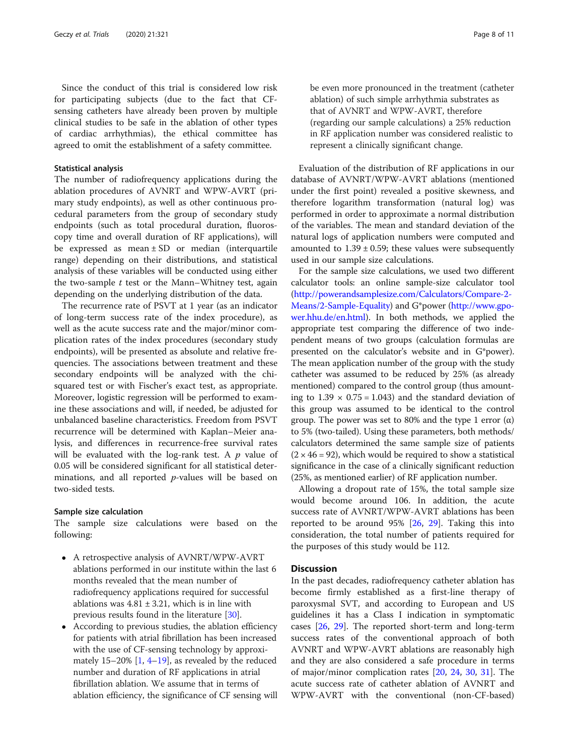Since the conduct of this trial is considered low risk for participating subjects (due to the fact that CF-sensing catheters have already been proven by multiple clinical studies to be safe in the ablation of other types of cardiac arrhythmias), the ethical committee has agreed to omit the establishment of a safety committee.

### Statistical analysis

The number of radiofrequency applications during the ablation procedures of AVNRT and WPW-AVRT (primary study endpoints), as well as other continuous procedural parameters from the group of secondary study endpoints (such as total procedural duration, fluoroscopy time and overall duration of RF applications), will be expressed as mean ± SD or median (interquartile range) depending on their distributions, and statistical analysis of these variables will be conducted using either the two-sample *t* test or the Mann–Whitney test, again depending on the underlying distribution of the data.

The recurrence rate of PSVT at 1 year (as an indicator of long-term success rate of the index procedure), as well as the acute success rate and the major/minor complication rates of the index procedures (secondary study endpoints), will be presented as absolute and relative frequencies. The associations between treatment and these secondary endpoints will be analyzed with the chi-squared test or with Fischer's exact test, as appropriate. Moreover, logistic regression will be performed to examine these associations and will, if needed, be adjusted for unbalanced baseline characteristics. Freedom from PSVT recurrence will be determined with Kaplan–Meier analysis, and differences in recurrence-free survival rates will be evaluated with the log-rank test. A *p* value of 0.05 will be considered significant for all statistical determinations, and all reported *p*-values will be based on two-sided tests.

### Sample size calculation

The sample size calculations were based on the following:

- A retrospective analysis of AVNRT/WPW-AVRT ablations performed in our institute within the last 6 months revealed that the mean number of radiofrequency applications required for successful ablations was 4.81 ± 3.21, which is in line with previous results found in the literature [30].
- According to previous studies, the ablation efficiency for patients with atrial fibrillation has been increased with the use of CF-sensing technology by approximately 15–20% [1, 4–19], as revealed by the reduced number and duration of RF applications in atrial fibrillation ablation. We assume that in terms of ablation efficiency, the significance of CF sensing will be even more pronounced in the treatment (catheter ablation) of such simple arrhythmia substrates as that of AVNRT and WPW-AVRT, therefore (regarding our sample calculations) a 25% reduction in RF application number was considered realistic to represent a clinically significant change.

Evaluation of the distribution of RF applications in our database of AVNRT/WPW-AVRT ablations (mentioned under the first point) revealed a positive skewness, and therefore logarithm transformation (natural log) was performed in order to approximate a normal distribution of the variables. The mean and standard deviation of the natural logs of application numbers were computed and amounted to 1.39 ± 0.59; these values were subsequently used in our sample size calculations.

For the sample size calculations, we used two different calculator tools: an online sample-size calculator tool (http://powerandsamplesize.com/Calculators/Compare-2-Means/2-Sample-Equality) and G*power (http://www.gpower.hhu.de/en.html). In both methods, we applied the appropriate test comparing the difference of two independent means of two groups (calculation formulas are presented on the calculator's website and in G*power). The mean application number of the group with the study catheter was assumed to be reduced by 25% (as already mentioned) compared to the control group (thus amounting to $1.39 \times 0.75 = 1.043$) and the standard deviation of this group was assumed to be identical to the control group. The power was set to 80% and the type 1 error ($\alpha$) to 5% (two-tailed). Using these parameters, both methods/calculators determined the same sample size of patients ($2 \times 46 = 92$), which would be required to show a statistical significance in the case of a clinically significant reduction (25%, as mentioned earlier) of RF application number.

Allowing a dropout rate of 15%, the total sample size would become around 106. In addition, the acute success rate of AVNRT/WPW-AVRT ablations has been reported to be around 95% [26, 29]. Taking this into consideration, the total number of patients required for the purposes of this study would be 112.

## Discussion

In the past decades, radiofrequency catheter ablation has become firmly established as a first-line therapy of paroxysmal SVT, and according to European and US guidelines it has a Class I indication in symptomatic cases [26, 29]. The reported short-term and long-term success rates of the conventional approach of both AVNRT and WPW-AVRT ablations are reasonably high and they are also considered a safe procedure in terms of major/minor complication rates [20, 24, 30, 31]. The acute success rate of catheter ablation of AVNRT and WPW-AVRT with the conventional (non-CF-based)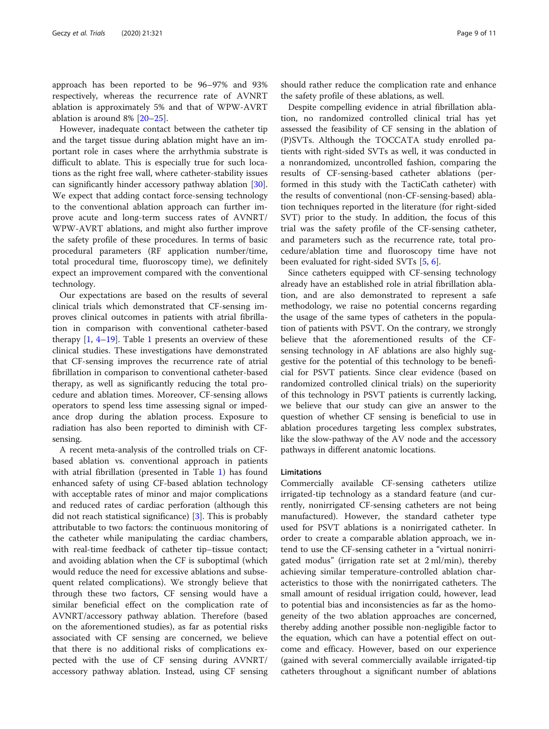approach has been reported to be 96–97% and 93% respectively, whereas the recurrence rate of AVNRT ablation is approximately 5% and that of WPW-AVRT ablation is around 8% [20–25].

However, inadequate contact between the catheter tip and the target tissue during ablation might have an important role in cases where the arrhythmia substrate is difficult to ablate. This is especially true for such locations as the right free wall, where catheter-stability issues can significantly hinder accessory pathway ablation [30]. We expect that adding contact force-sensing technology to the conventional ablation approach can further improve acute and long-term success rates of AVNRT/WPW-AVRT ablations, and might also further improve the safety profile of these procedures. In terms of basic procedural parameters (RF application number/time, total procedural time, fluoroscopy time), we definitely expect an improvement compared with the conventional technology.

Our expectations are based on the results of several clinical trials which demonstrated that CF-sensing improves clinical outcomes in patients with atrial fibrillation in comparison with conventional catheter-based therapy [1, 4–19]. Table 1 presents an overview of these clinical studies. These investigations have demonstrated that CF-sensing improves the recurrence rate of atrial fibrillation in comparison to conventional catheter-based therapy, as well as significantly reducing the total procedure and ablation times. Moreover, CF-sensing allows operators to spend less time assessing signal or impedance drop during the ablation process. Exposure to radiation has also been reported to diminish with CF-sensing.

A recent meta-analysis of the controlled trials on CF-based ablation vs. conventional approach in patients with atrial fibrillation (presented in Table 1) has found enhanced safety of using CF-based ablation technology with acceptable rates of minor and major complications and reduced rates of cardiac perforation (although this did not reach statistical significance) [3]. This is probably attributable to two factors: the continuous monitoring of the catheter while manipulating the cardiac chambers, with real-time feedback of catheter tip–tissue contact; and avoiding ablation when the CF is suboptimal (which would reduce the need for excessive ablations and subsequent related complications). We strongly believe that through these two factors, CF sensing would have a similar beneficial effect on the complication rate of AVNRT/accessory pathway ablation. Therefore (based on the aforementioned studies), as far as potential risks associated with CF sensing are concerned, we believe that there is no additional risks of complications expected with the use of CF sensing during AVNRT/accessory pathway ablation. Instead, using CF sensing should rather reduce the complication rate and enhance the safety profile of these ablations, as well.

Despite compelling evidence in atrial fibrillation ablation, no randomized controlled clinical trial has yet assessed the feasibility of CF sensing in the ablation of (P)SVTs. Although the TOCCATA study enrolled patients with right-sided SVTs as well, it was conducted in a nonrandomized, uncontrolled fashion, comparing the results of CF-sensing-based catheter ablations (performed in this study with the TactiCath catheter) with the results of conventional (non-CF-sensing-based) ablation techniques reported in the literature (for right-sided SVT) prior to the study. In addition, the focus of this trial was the safety profile of the CF-sensing catheter, and parameters such as the recurrence rate, total procedure/ablation time and fluoroscopy time have not been evaluated for right-sided SVTs [5, 6].

Since catheters equipped with CF-sensing technology already have an established role in atrial fibrillation ablation, and are also demonstrated to represent a safe methodology, we raise no potential concerns regarding the usage of the same types of catheters in the population of patients with PSVT. On the contrary, we strongly believe that the aforementioned results of the CF-sensing technology in AF ablations are also highly suggestive for the potential of this technology to be beneficial for PSVT patients. Since clear evidence (based on randomized controlled clinical trials) on the superiority of this technology in PSVT patients is currently lacking, we believe that our study can give an answer to the question of whether CF sensing is beneficial to use in ablation procedures targeting less complex substrates, like the slow-pathway of the AV node and the accessory pathways in different anatomic locations.

### Limitations

Commercially available CF-sensing catheters utilize irrigated-tip technology as a standard feature (and currently, nonirrigated CF-sensing catheters are not being manufactured). However, the standard catheter type used for PSVT ablations is a nonirrigated catheter. In order to create a comparable ablation approach, we intend to use the CF-sensing catheter in a "virtual nonirrigated modus" (irrigation rate set at 2 ml/min), thereby achieving similar temperature-controlled ablation characteristics to those with the nonirrigated catheters. The small amount of residual irrigation could, however, lead to potential bias and inconsistencies as far as the homogeneity of the two ablation approaches are concerned, thereby adding another possible non-negligible factor to the equation, which can have a potential effect on outcome and efficacy. However, based on our experience (gained with several commercially available irrigated-tip catheters throughout a significant number of ablations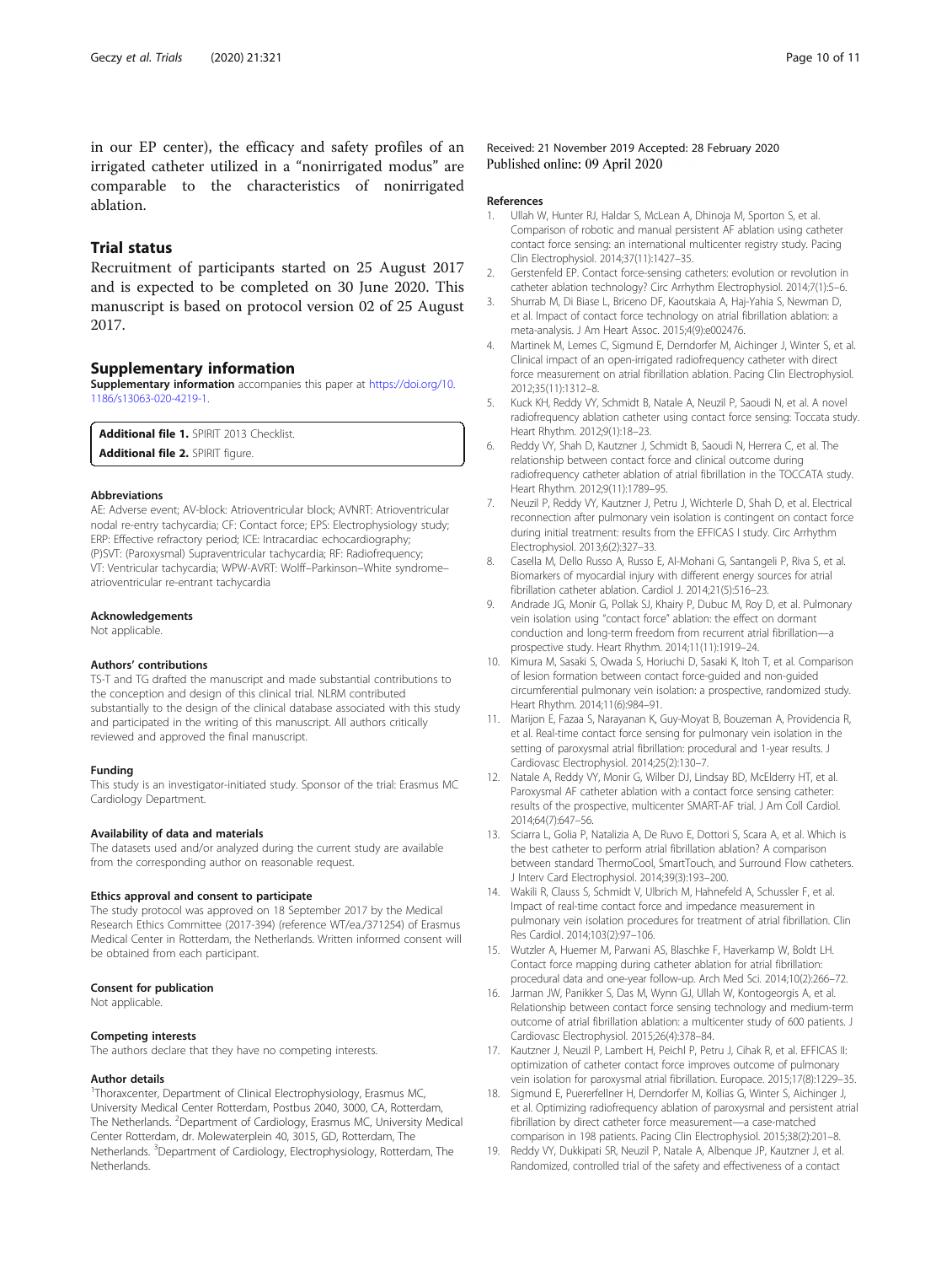in our EP center), the efficacy and safety profiles of an irrigated catheter utilized in a "nonirrigated modus" are comparable to the characteristics of nonirrigated ablation.

## Trial status

Recruitment of participants started on 25 August 2017 and is expected to be completed on 30 June 2020. This manuscript is based on protocol version 02 of 25 August 2017.

## Supplementary information

**Supplementary information** accompanies this paper at https://doi.org/10.1186/s13063-020-4219-1.

**Additional file 1.** SPIRIT 2013 Checklist.
**Additional file 2.** SPIRIT figure.

#### Abbreviations

AE: Adverse event; AV-block: Atrioventricular block; AVNRT: Atrioventricular nodal re-entry tachycardia; CF: Contact force; EPS: Electrophysiology study; ERP: Effective refractory period; ICE: Intracardiac echocardiography; (P)SVT: (Paroxysmal) Supraventricular tachycardia; RF: Radiofrequency; VT: Ventricular tachycardia; WPW-AVRT: Wolff–Parkinson–White syndrome–atrioventricular re-entrant tachycardia

#### Acknowledgements

Not applicable.

#### Authors' contributions

TS-T and TG drafted the manuscript and made substantial contributions to the conception and design of this clinical trial. NLRM contributed substantially to the design of the clinical database associated with this study and participated in the writing of this manuscript. All authors critically reviewed and approved the final manuscript.

#### Funding

This study is an investigator-initiated study. Sponsor of the trial: Erasmus MC Cardiology Department.

#### Availability of data and materials

The datasets used and/or analyzed during the current study are available from the corresponding author on reasonable request.

#### Ethics approval and consent to participate

The study protocol was approved on 18 September 2017 by the Medical Research Ethics Committee (2017-394) (reference WT/ea./371254) of Erasmus Medical Center in Rotterdam, the Netherlands. Written informed consent will be obtained from each participant.

#### Consent for publication

Not applicable.

#### Competing interests

The authors declare that they have no competing interests.

#### Author details

[1]Thoraxcenter, Department of Clinical Electrophysiology, Erasmus MC, University Medical Center Rotterdam, Postbus 2040, 3000, CA, Rotterdam, The Netherlands. [2]Department of Cardiology, Erasmus MC, University Medical Center Rotterdam, dr. Molewaterplein 40, 3015, GD, Rotterdam, The Netherlands. [3]Department of Cardiology, Electrophysiology, Rotterdam, The Netherlands.

Received: 21 November 2019 Accepted: 28 February 2020
Published online: 09 April 2020

#### References

1. Ullah W, Hunter RJ, Haldar S, McLean A, Dhinoja M, Sporton S, et al. Comparison of robotic and manual persistent AF ablation using catheter contact force sensing: an international multicenter registry study. Pacing Clin Electrophysiol. 2014;37(11):1427–35.
2. Gerstenfeld EP. Contact force-sensing catheters: evolution or revolution in catheter ablation technology? Circ Arrhythm Electrophysiol. 2014;7(1):5–6.
3. Shurrab M, Di Biase L, Briceno DF, Kaoutskaia A, Haj-Yahia S, Newman D, et al. Impact of contact force technology on atrial fibrillation ablation: a meta-analysis. J Am Heart Assoc. 2015;4(9):e002476.
4. Martinek M, Lemes C, Sigmund E, Derndorfer M, Aichinger J, Winter S, et al. Clinical impact of an open-irrigated radiofrequency catheter with direct force measurement on atrial fibrillation ablation. Pacing Clin Electrophysiol. 2012;35(11):1312–8.
5. Kuck KH, Reddy VY, Schmidt B, Natale A, Neuzil P, Saoudi N, et al. A novel radiofrequency ablation catheter using contact force sensing: Toccata study. Heart Rhythm. 2012;9(1):18–23.
6. Reddy VY, Shah D, Kautzner J, Schmidt B, Saoudi N, Herrera C, et al. The relationship between contact force and clinical outcome during radiofrequency catheter ablation of atrial fibrillation in the TOCCATA study. Heart Rhythm. 2012;9(11):1789–95.
7. Neuzil P, Reddy VY, Kautzner J, Petru J, Wichterle D, Shah D, et al. Electrical reconnection after pulmonary vein isolation is contingent on contact force during initial treatment: results from the EFFICAS I study. Circ Arrhythm Electrophysiol. 2013;6(2):327–33.
8. Casella M, Dello Russo A, Russo E, Al-Mohani G, Santangeli P, Riva S, et al. Biomarkers of myocardial injury with different energy sources for atrial fibrillation catheter ablation. Cardiol J. 2014;21(5):516–23.
9. Andrade JG, Monir G, Pollak SJ, Khairy P, Dubuc M, Roy D, et al. Pulmonary vein isolation using "contact force" ablation: the effect on dormant conduction and long-term freedom from recurrent atrial fibrillation—a prospective study. Heart Rhythm. 2014;11(11):1919–24.
10. Kimura M, Sasaki S, Owada S, Horiuchi D, Sasaki K, Itoh T, et al. Comparison of lesion formation between contact force-guided and non-guided circumferential pulmonary vein isolation: a prospective, randomized study. Heart Rhythm. 2014;11(6):984–91.
11. Marijon E, Fazaa S, Narayanan K, Guy-Moyat B, Bouzeman A, Providencia R, et al. Real-time contact force sensing for pulmonary vein isolation in the setting of paroxysmal atrial fibrillation: procedural and 1-year results. J Cardiovasc Electrophysiol. 2014;25(2):130–7.
12. Natale A, Reddy VY, Monir G, Wilber DJ, Lindsay BD, McElderry HT, et al. Paroxysmal AF catheter ablation with a contact force sensing catheter: results of the prospective, multicenter SMART-AF trial. J Am Coll Cardiol. 2014;64(7):647–56.
13. Sciarra L, Golia P, Natalizia A, De Ruvo E, Dottori S, Scara A, et al. Which is the best catheter to perform atrial fibrillation ablation? A comparison between standard ThermoCool, SmartTouch, and Surround Flow catheters. J Interv Card Electrophysiol. 2014;39(3):193–200.
14. Wakili R, Clauss S, Schmidt V, Ulbrich M, Hahnefeld A, Schussler F, et al. Impact of real-time contact force and impedance measurement in pulmonary vein isolation procedures for treatment of atrial fibrillation. Clin Res Cardiol. 2014;103(2):97–106.
15. Wutzler A, Huemer M, Parwani AS, Blaschke F, Haverkamp W, Boldt LH. Contact force mapping during catheter ablation for atrial fibrillation: procedural data and one-year follow-up. Arch Med Sci. 2014;10(2):266–72.
16. Jarman JW, Panikker S, Das M, Wynn GJ, Ullah W, Kontogeorgis A, et al. Relationship between contact force sensing technology and medium-term outcome of atrial fibrillation ablation: a multicenter study of 600 patients. J Cardiovasc Electrophysiol. 2015;26(4):378–84.
17. Kautzner J, Neuzil P, Lambert H, Peichl P, Petru J, Cihak R, et al. EFFICAS II: optimization of catheter contact force improves outcome of pulmonary vein isolation for paroxysmal atrial fibrillation. Europace. 2015;17(8):1229–35.
18. Sigmund E, Puererfellner H, Derndorfer M, Kollias G, Winter S, Aichinger J, et al. Optimizing radiofrequency ablation of paroxysmal and persistent atrial fibrillation by direct catheter force measurement—a case-matched comparison in 198 patients. Pacing Clin Electrophysiol. 2015;38(2):201–8.
19. Reddy VY, Dukkipati SR, Neuzil P, Natale A, Albenque JP, Kautzner J, et al. Randomized, controlled trial of the safety and effectiveness of a contact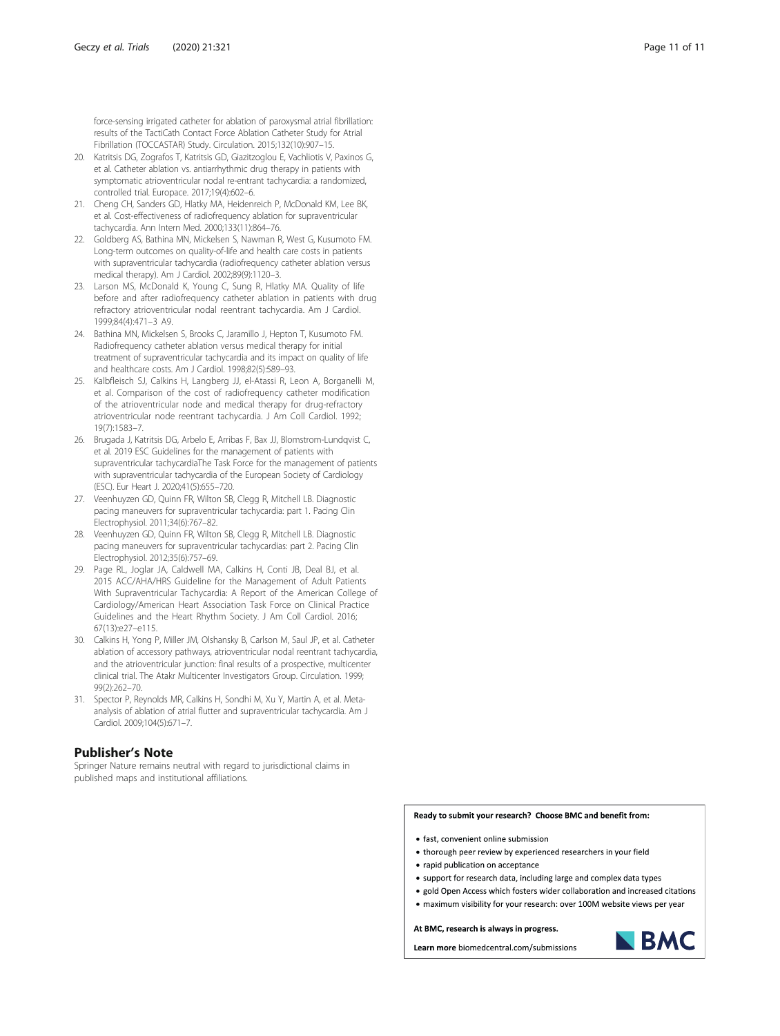force-sensing irrigated catheter for ablation of paroxysmal atrial fibrillation: results of the TactiCath Contact Force Ablation Catheter Study for Atrial Fibrillation (TOCCASTAR) Study. Circulation. 2015;132(10):907–15.

20. Katritsis DG, Zografos T, Katritsis GD, Giazitzoglou E, Vachliotis V, Paxinos G, et al. Catheter ablation vs. antiarrhythmic drug therapy in patients with symptomatic atrioventricular nodal re-entrant tachycardia: a randomized, controlled trial. Europace. 2017;19(4):602–6.
21. Cheng CH, Sanders GD, Hlatky MA, Heidenreich P, McDonald KM, Lee BK, et al. Cost-effectiveness of radiofrequency ablation for supraventricular tachycardia. Ann Intern Med. 2000;133(11):864–76.
22. Goldberg AS, Bathina MN, Mickelsen S, Nawman R, West G, Kusumoto FM. Long-term outcomes on quality-of-life and health care costs in patients with supraventricular tachycardia (radiofrequency catheter ablation versus medical therapy). Am J Cardiol. 2002;89(9):1120–3.
23. Larson MS, McDonald K, Young C, Sung R, Hlatky MA. Quality of life before and after radiofrequency catheter ablation in patients with drug refractory atrioventricular nodal reentrant tachycardia. Am J Cardiol. 1999;84(4):471–3 A9.
24. Bathina MN, Mickelsen S, Brooks C, Jaramillo J, Hepton T, Kusumoto FM. Radiofrequency catheter ablation versus medical therapy for initial treatment of supraventricular tachycardia and its impact on quality of life and healthcare costs. Am J Cardiol. 1998;82(5):589–93.
25. Kalbfleisch SJ, Calkins H, Langberg JJ, el-Atassi R, Leon A, Borganelli M, et al. Comparison of the cost of radiofrequency catheter modification of the atrioventricular node and medical therapy for drug-refractory atrioventricular node reentrant tachycardia. J Am Coll Cardiol. 1992; 19(7):1583–7.
26. Brugada J, Katritsis DG, Arbelo E, Arribas F, Bax JJ, Blomstrom-Lundqvist C, et al. 2019 ESC Guidelines for the management of patients with supraventricular tachycardiaThe Task Force for the management of patients with supraventricular tachycardia of the European Society of Cardiology (ESC). Eur Heart J. 2020;41(5):655–720.
27. Veenhuyzen GD, Quinn FR, Wilton SB, Clegg R, Mitchell LB. Diagnostic pacing maneuvers for supraventricular tachycardia: part 1. Pacing Clin Electrophysiol. 2011;34(6):767–82.
28. Veenhuyzen GD, Quinn FR, Wilton SB, Clegg R, Mitchell LB. Diagnostic pacing maneuvers for supraventricular tachycardias: part 2. Pacing Clin Electrophysiol. 2012;35(6):757–69.
29. Page RL, Joglar JA, Caldwell MA, Calkins H, Conti JB, Deal BJ, et al. 2015 ACC/AHA/HRS Guideline for the Management of Adult Patients With Supraventricular Tachycardia: A Report of the American College of Cardiology/American Heart Association Task Force on Clinical Practice Guidelines and the Heart Rhythm Society. J Am Coll Cardiol. 2016; 67(13):e27–e115.
30. Calkins H, Yong P, Miller JM, Olshansky B, Carlson M, Saul JP, et al. Catheter ablation of accessory pathways, atrioventricular nodal reentrant tachycardia, and the atrioventricular junction: final results of a prospective, multicenter clinical trial. The Atakr Multicenter Investigators Group. Circulation. 1999; 99(2):262–70.
31. Spector P, Reynolds MR, Calkins H, Sondhi M, Xu Y, Martin A, et al. Meta-analysis of ablation of atrial flutter and supraventricular tachycardia. Am J Cardiol. 2009;104(5):671–7.

## Publisher's Note

Springer Nature remains neutral with regard to jurisdictional claims in published maps and institutional affiliations.

**Ready to submit your research? Choose BMC and benefit from:**

- fast, convenient online submission
- thorough peer review by experienced researchers in your field
- rapid publication on acceptance
- support for research data, including large and complex data types
- gold Open Access which fosters wider collaboration and increased citations
- maximum visibility for your research: over 100M website views per year

**At BMC, research is always in progress.**

**Learn more** biomedcentral.com/submissions

BMC